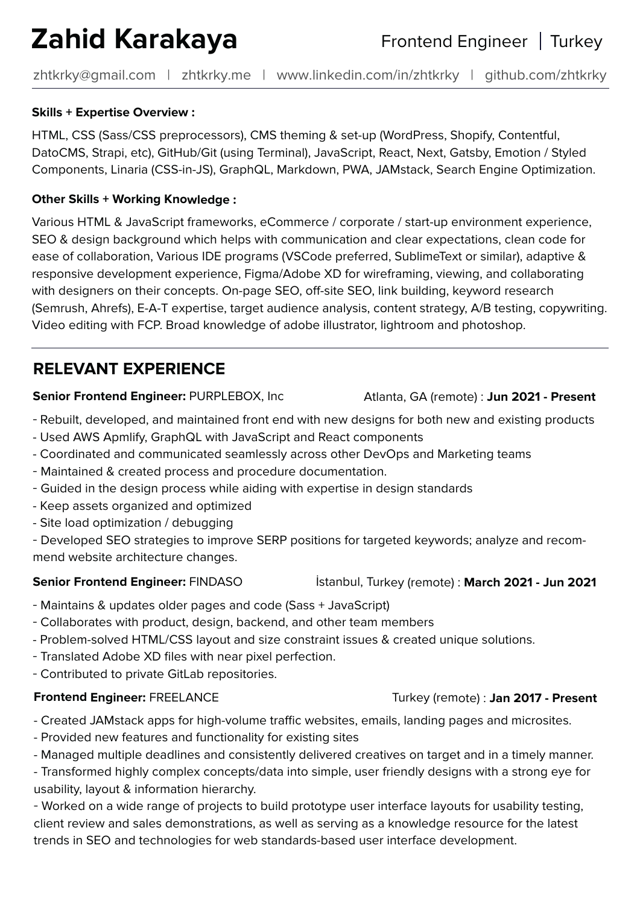# Zahid Karakaya

Frontend Engineer | Turkey

zhtkrky@gmail.com | zhtkrky.me | www.linkedin.com/in/zhtkrky | github.com/zhtkrky

**Skills + Expertise Overview :**

HTML, CSS (Sass/CSS preprocessors), CMS theming & set-up (WordPress, Shopify, Contentful, DatoCMS, Strapi, etc), GitHub/Git (using Terminal), JavaScript, React, Next, Gatsby, Emotion / Styled Components, Linaria (CSS-in-JS), GraphQL, Markdown, PWA, JAMstack, Search Engine Optimization.

**Other Skills + Working Knowledge :**

Various HTML & JavaScript frameworks, eCommerce / corporate / start-up environment experience, SEO & design background which helps with communication and clear expectations, clean code for ease of collaboration, Various IDE programs (VSCode preferred, SublimeText or similar), adaptive & responsive development experience, Figma/Adobe XD for wireframing, viewing, and collaborating with designers on their concepts. On-page SEO, off-site SEO, link building, keyword research (Semrush, Ahrefs), E-A-T expertise, target audience analysis, content strategy, A/B testing, copywriting. Video editing with FCP. Broad knowledge of adobe illustrator, lightroom and photoshop.

## RELEVANT EXPERIENCE

**Senior Frontend Engineer:** PURPLEBOX, Inc — Atlanta, GA (remote) : **Jun 2021 - Present**

- Rebuilt, developed, and maintained front end with new designs for both new and existing products
- Used AWS Apmlify, GraphQL with JavaScript and React components
- Coordinated and communicated seamlessly across other DevOps and Marketing teams
- Maintained & created process and procedure documentation.
- Guided in the design process while aiding with expertise in design standards
- Keep assets organized and optimized
- Site load optimization / debugging
- Developed SEO strategies to improve SERP positions for targeted keywords; analyze and recommend website architecture changes.

**Senior Frontend Engineer:** FINDASO — İstanbul, Turkey (remote) : **March 2021 - Jun 2021**

- Maintains & updates older pages and code (Sass + JavaScript)
- Collaborates with product, design, backend, and other team members
- Problem-solved HTML/CSS layout and size constraint issues & created unique solutions.
- Translated Adobe XD files with near pixel perfection.
- Contributed to private GitLab repositories.

**Frontend Engineer:** FREELANCE — Turkey (remote) : **Jan 2017 - Present**

- Created JAMstack apps for high-volume traffic websites, emails, landing pages and microsites.
- Provided new features and functionality for existing sites
- Managed multiple deadlines and consistently delivered creatives on target and in a timely manner.
- Transformed highly complex concepts/data into simple, user friendly designs with a strong eye for usability, layout & information hierarchy.
- Worked on a wide range of projects to build prototype user interface layouts for usability testing, client review and sales demonstrations, as well as serving as a knowledge resource for the latest trends in SEO and technologies for web standards-based user interface development.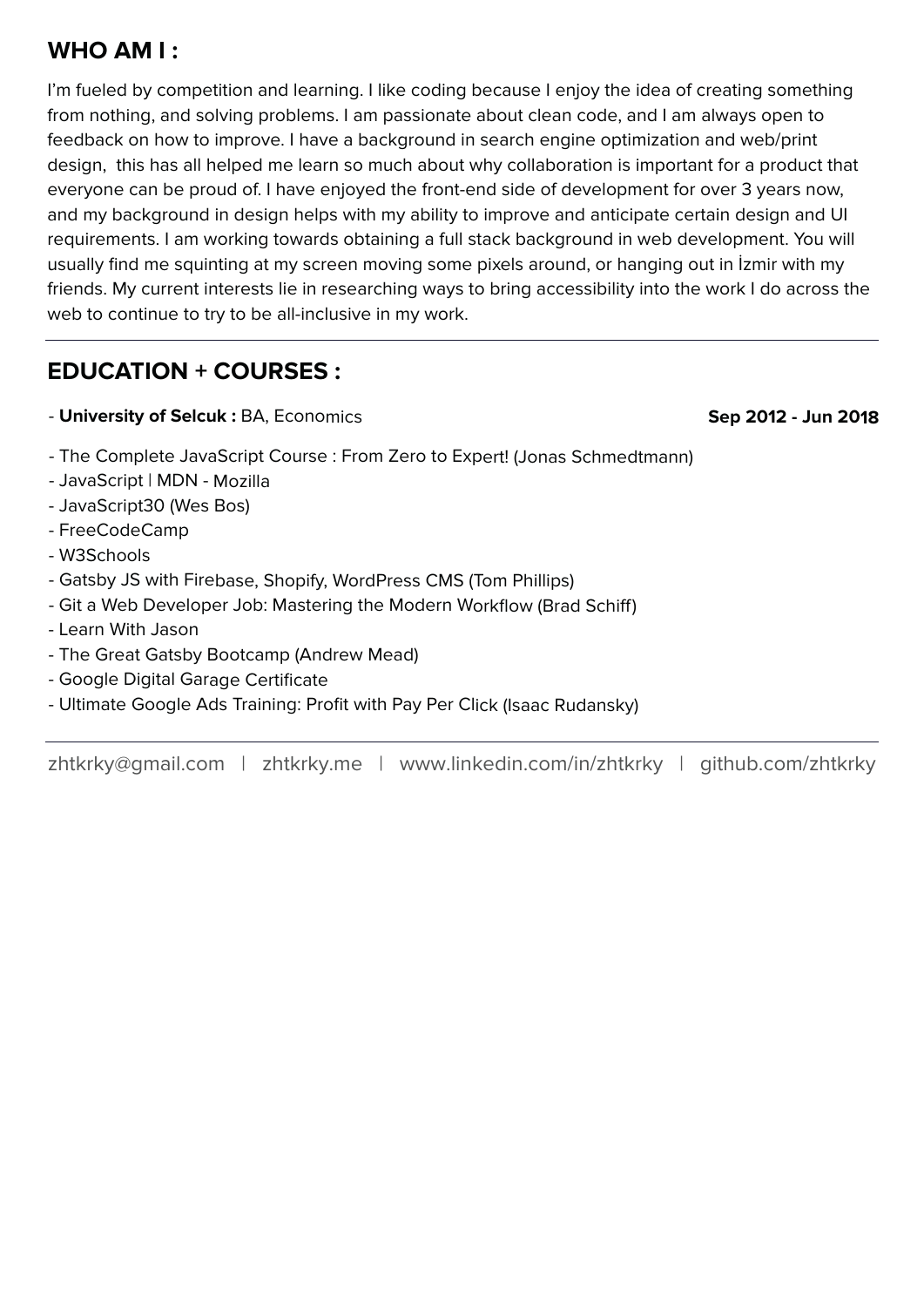## WHO AM I :

I'm fueled by competition and learning. I like coding because I enjoy the idea of creating something from nothing, and solving problems. I am passionate about clean code, and I am always open to feedback on how to improve. I have a background in search engine optimization and web/print design,  this has all helped me learn so much about why collaboration is important for a product that everyone can be proud of. I have enjoyed the front-end side of development for over 3 years now, and my background in design helps with my ability to improve and anticipate certain design and UI requirements. I am working towards obtaining a full stack background in web development. You will usually find me squinting at my screen moving some pixels around, or hanging out in İzmir with my friends. My current interests lie in researching ways to bring accessibility into the work I do across the web to continue to try to be all-inclusive in my work.

---

## EDUCATION + COURSES :

- **University of Selcuk :** BA, Economics **Sep 2012 - Jun 2018**

- The Complete JavaScript Course : From Zero to Expert! (Jonas Schmedtmann)
- JavaScript | MDN - Mozilla
- JavaScript30 (Wes Bos)
- FreeCodeCamp
- W3Schools
- Gatsby JS with Firebase, Shopify, WordPress CMS (Tom Phillips)
- Git a Web Developer Job: Mastering the Modern Workflow (Brad Schiff)
- Learn With Jason
- The Great Gatsby Bootcamp (Andrew Mead)
- Google Digital Garage Certificate
- Ultimate Google Ads Training: Profit with Pay Per Click (Isaac Rudansky)

---

zhtkrky@gmail.com | zhtkrky.me | www.linkedin.com/in/zhtkrky | github.com/zhtkrky